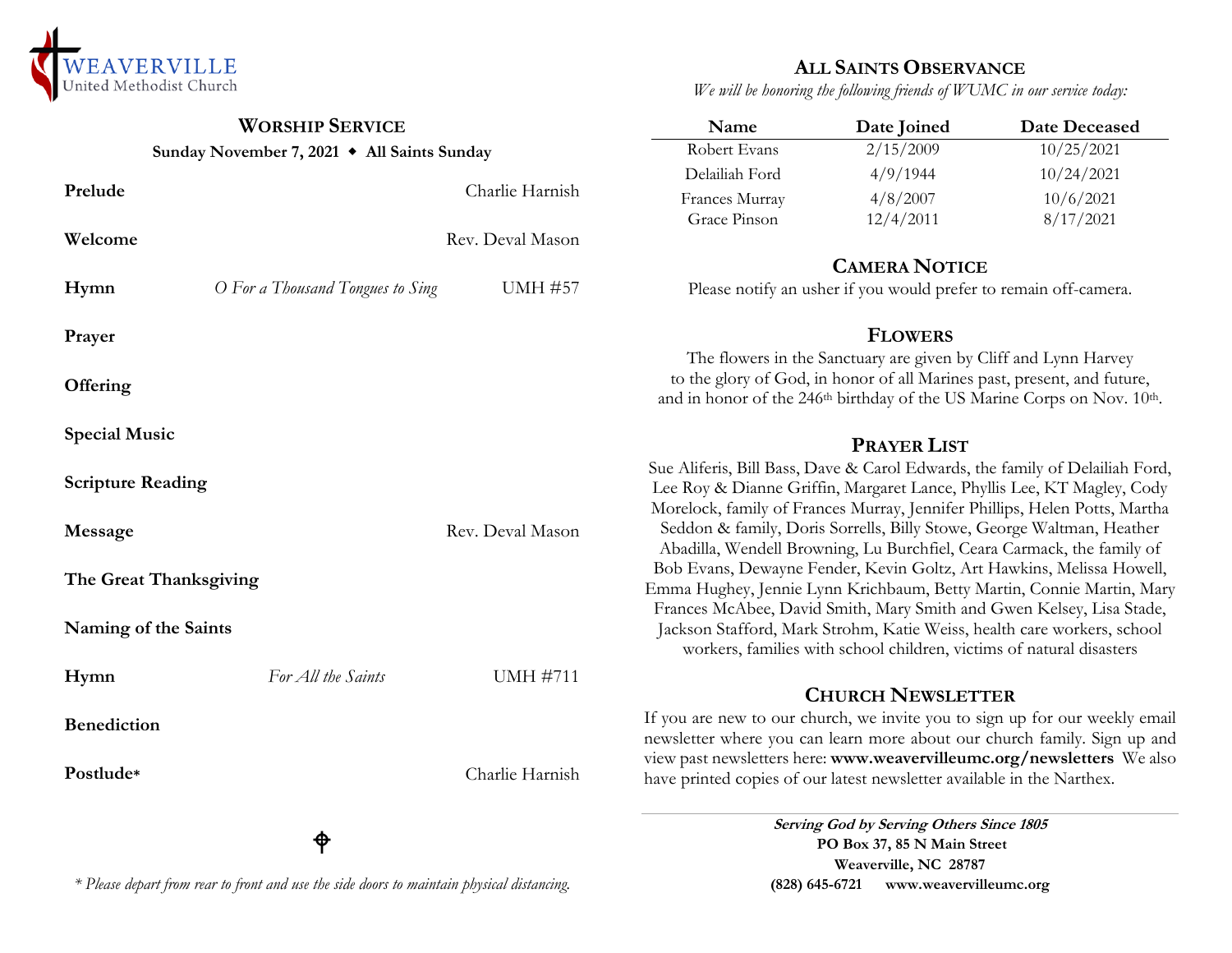WEAVERVILLE
United Methodist Church

## WORSHIP SERVICE

**Sunday November 7, 2021 ◆ All Saints Sunday**

**Prelude** — Charlie Harnish

**Welcome** — Rev. Deval Mason

**Hymn** — *O For a Thousand Tongues to Sing* — UMH #57

**Prayer**

**Offering**

**Special Music**

**Scripture Reading**

**Message** — Rev. Deval Mason

**The Great Thanksgiving**

**Naming of the Saints**

**Hymn** — *For All the Saints* — UMH #711

**Benediction**

**Postlude*** — Charlie Harnish

✠

*\* Please depart from rear to front and use the side doors to maintain physical distancing.*

## ALL SAINTS OBSERVANCE

*We will be honoring the following friends of WUMC in our service today:*

| Name | Date Joined | Date Deceased |
|---|---|---|
| Robert Evans | 2/15/2009 | 10/25/2021 |
| Delailiah Ford | 4/9/1944 | 10/24/2021 |
| Frances Murray | 4/8/2007 | 10/6/2021 |
| Grace Pinson | 12/4/2011 | 8/17/2021 |

## CAMERA NOTICE

Please notify an usher if you would prefer to remain off-camera.

## FLOWERS

The flowers in the Sanctuary are given by Cliff and Lynn Harvey to the glory of God, in honor of all Marines past, present, and future, and in honor of the 246th birthday of the US Marine Corps on Nov. 10th.

## PRAYER LIST

Sue Aliferis, Bill Bass, Dave & Carol Edwards, the family of Delailiah Ford, Lee Roy & Dianne Griffin, Margaret Lance, Phyllis Lee, KT Magley, Cody Morelock, family of Frances Murray, Jennifer Phillips, Helen Potts, Martha Seddon & family, Doris Sorrells, Billy Stowe, George Waltman, Heather Abadilla, Wendell Browning, Lu Burchfiel, Ceara Carmack, the family of Bob Evans, Dewayne Fender, Kevin Goltz, Art Hawkins, Melissa Howell, Emma Hughey, Jennie Lynn Krichbaum, Betty Martin, Connie Martin, Mary Frances McAbee, David Smith, Mary Smith and Gwen Kelsey, Lisa Stade, Jackson Stafford, Mark Strohm, Katie Weiss, health care workers, school workers, families with school children, victims of natural disasters

## CHURCH NEWSLETTER

If you are new to our church, we invite you to sign up for our weekly email newsletter where you can learn more about our church family. Sign up and view past newsletters here: **www.weavervilleumc.org/newsletters** We also have printed copies of our latest newsletter available in the Narthex.

***Serving God by Serving Others Since 1805***
**PO Box 37, 85 N Main Street**
**Weaverville, NC 28787**
**(828) 645-6721 www.weavervilleumc.org**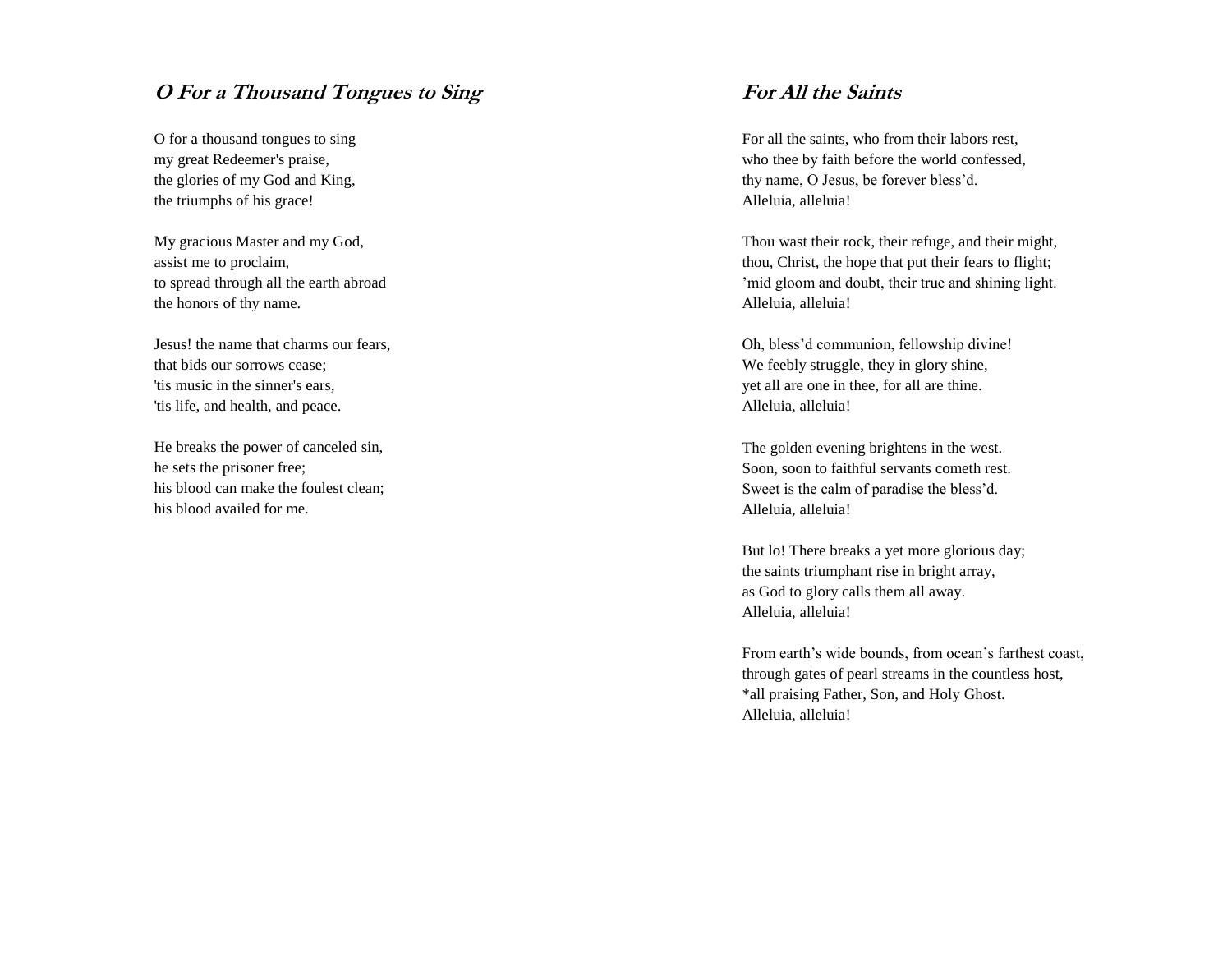## *O For a Thousand Tongues to Sing*

O for a thousand tongues to sing
my great Redeemer's praise,
the glories of my God and King,
the triumphs of his grace!

My gracious Master and my God,
assist me to proclaim,
to spread through all the earth abroad
the honors of thy name.

Jesus! the name that charms our fears,
that bids our sorrows cease;
'tis music in the sinner's ears,
'tis life, and health, and peace.

He breaks the power of canceled sin,
he sets the prisoner free;
his blood can make the foulest clean;
his blood availed for me.

## *For All the Saints*

For all the saints, who from their labors rest,
who thee by faith before the world confessed,
thy name, O Jesus, be forever bless'd.
Alleluia, alleluia!

Thou wast their rock, their refuge, and their might,
thou, Christ, the hope that put their fears to flight;
'mid gloom and doubt, their true and shining light.
Alleluia, alleluia!

Oh, bless'd communion, fellowship divine!
We feebly struggle, they in glory shine,
yet all are one in thee, for all are thine.
Alleluia, alleluia!

The golden evening brightens in the west.
Soon, soon to faithful servants cometh rest.
Sweet is the calm of paradise the bless'd.
Alleluia, alleluia!

But lo! There breaks a yet more glorious day;
the saints triumphant rise in bright array,
as God to glory calls them all away.
Alleluia, alleluia!

From earth's wide bounds, from ocean's farthest coast,
through gates of pearl streams in the countless host,
*all praising Father, Son, and Holy Ghost.
Alleluia, alleluia!